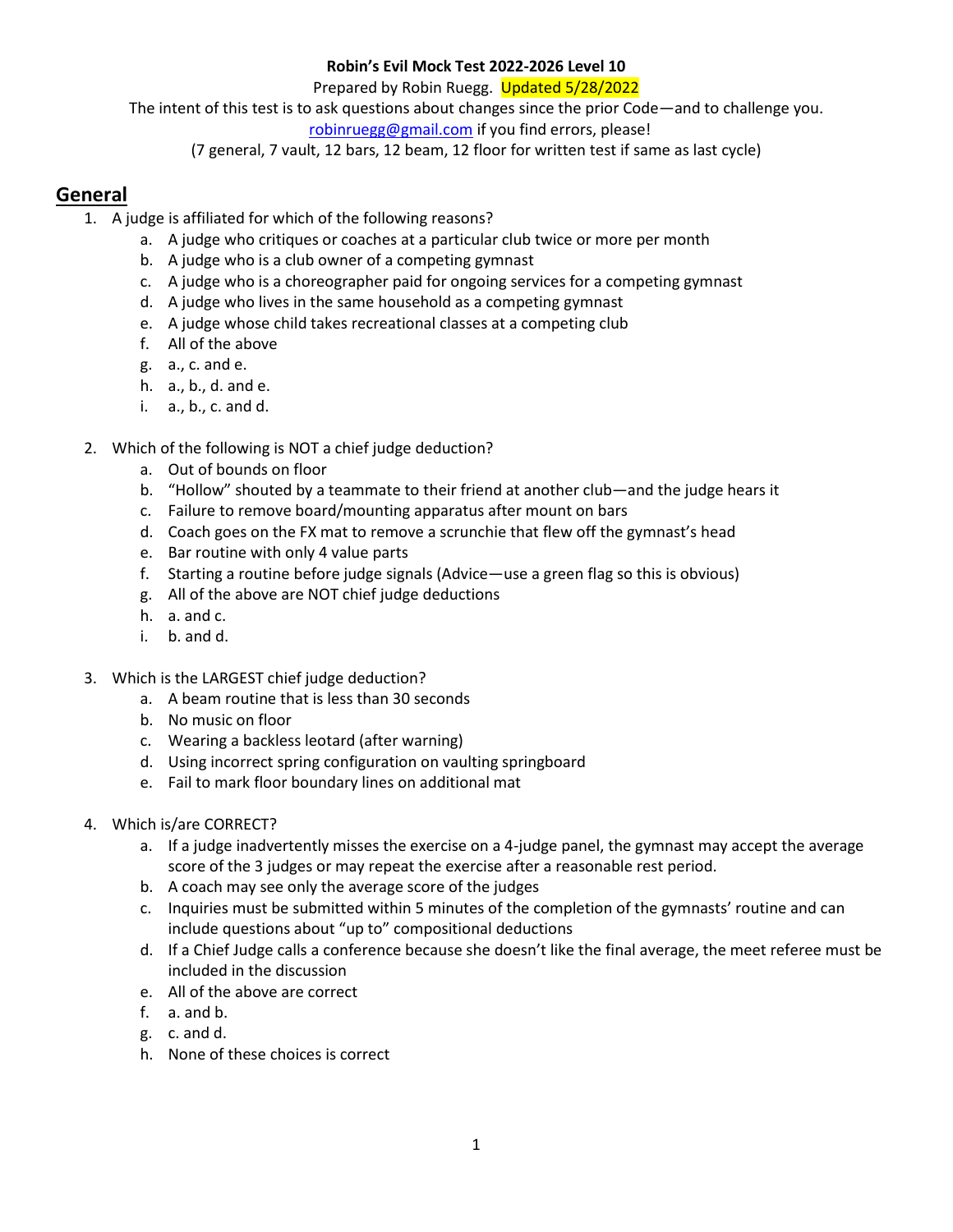**Robin's Evil Mock Test 2022-2026 Level 10**

Prepared by Robin Ruegg. Updated 5/28/2022

The intent of this test is to ask questions about changes since the prior Code—and to challenge you.

robinruegg@gmail.com if you find errors, please!

(7 general, 7 vault, 12 bars, 12 beam, 12 floor for written test if same as last cycle)

## General

1. A judge is affiliated for which of the following reasons?
   a. A judge who critiques or coaches at a particular club twice or more per month
   b. A judge who is a club owner of a competing gymnast
   c. A judge who is a choreographer paid for ongoing services for a competing gymnast
   d. A judge who lives in the same household as a competing gymnast
   e. A judge whose child takes recreational classes at a competing club
   f. All of the above
   g. a., c. and e.
   h. a., b., d. and e.
   i. a., b., c. and d.

2. Which of the following is NOT a chief judge deduction?
   a. Out of bounds on floor
   b. "Hollow" shouted by a teammate to their friend at another club—and the judge hears it
   c. Failure to remove board/mounting apparatus after mount on bars
   d. Coach goes on the FX mat to remove a scrunchie that flew off the gymnast's head
   e. Bar routine with only 4 value parts
   f. Starting a routine before judge signals (Advice—use a green flag so this is obvious)
   g. All of the above are NOT chief judge deductions
   h. a. and c.
   i. b. and d.

3. Which is the LARGEST chief judge deduction?
   a. A beam routine that is less than 30 seconds
   b. No music on floor
   c. Wearing a backless leotard (after warning)
   d. Using incorrect spring configuration on vaulting springboard
   e. Fail to mark floor boundary lines on additional mat

4. Which is/are CORRECT?
   a. If a judge inadvertently misses the exercise on a 4-judge panel, the gymnast may accept the average score of the 3 judges or may repeat the exercise after a reasonable rest period.
   b. A coach may see only the average score of the judges
   c. Inquiries must be submitted within 5 minutes of the completion of the gymnasts' routine and can include questions about "up to" compositional deductions
   d. If a Chief Judge calls a conference because she doesn't like the final average, the meet referee must be included in the discussion
   e. All of the above are correct
   f. a. and b.
   g. c. and d.
   h. None of these choices is correct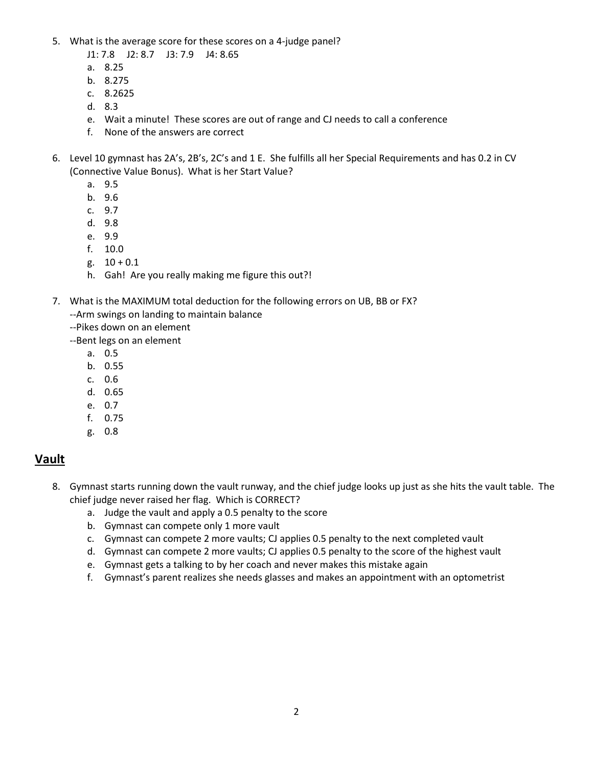5. What is the average score for these scores on a 4-judge panel?

   J1: 7.8    J2: 8.7    J3: 7.9    J4: 8.65

   a. 8.25
   b. 8.275
   c. 8.2625
   d. 8.3
   e. Wait a minute!  These scores are out of range and CJ needs to call a conference
   f. None of the answers are correct

6. Level 10 gymnast has 2A's, 2B's, 2C's and 1 E.  She fulfills all her Special Requirements and has 0.2 in CV (Connective Value Bonus).  What is her Start Value?
   a. 9.5
   b. 9.6
   c. 9.7
   d. 9.8
   e. 9.9
   f. 10.0
   g. 10 + 0.1
   h. Gah!  Are you really making me figure this out?!

7. What is the MAXIMUM total deduction for the following errors on UB, BB or FX?

   --Arm swings on landing to maintain balance

   --Pikes down on an element

   --Bent legs on an element

   a. 0.5
   b. 0.55
   c. 0.6
   d. 0.65
   e. 0.7
   f. 0.75
   g. 0.8

## Vault

8. Gymnast starts running down the vault runway, and the chief judge looks up just as she hits the vault table.  The chief judge never raised her flag.  Which is CORRECT?
   a. Judge the vault and apply a 0.5 penalty to the score
   b. Gymnast can compete only 1 more vault
   c. Gymnast can compete 2 more vaults; CJ applies 0.5 penalty to the next completed vault
   d. Gymnast can compete 2 more vaults; CJ applies 0.5 penalty to the score of the highest vault
   e. Gymnast gets a talking to by her coach and never makes this mistake again
   f. Gymnast's parent realizes she needs glasses and makes an appointment with an optometrist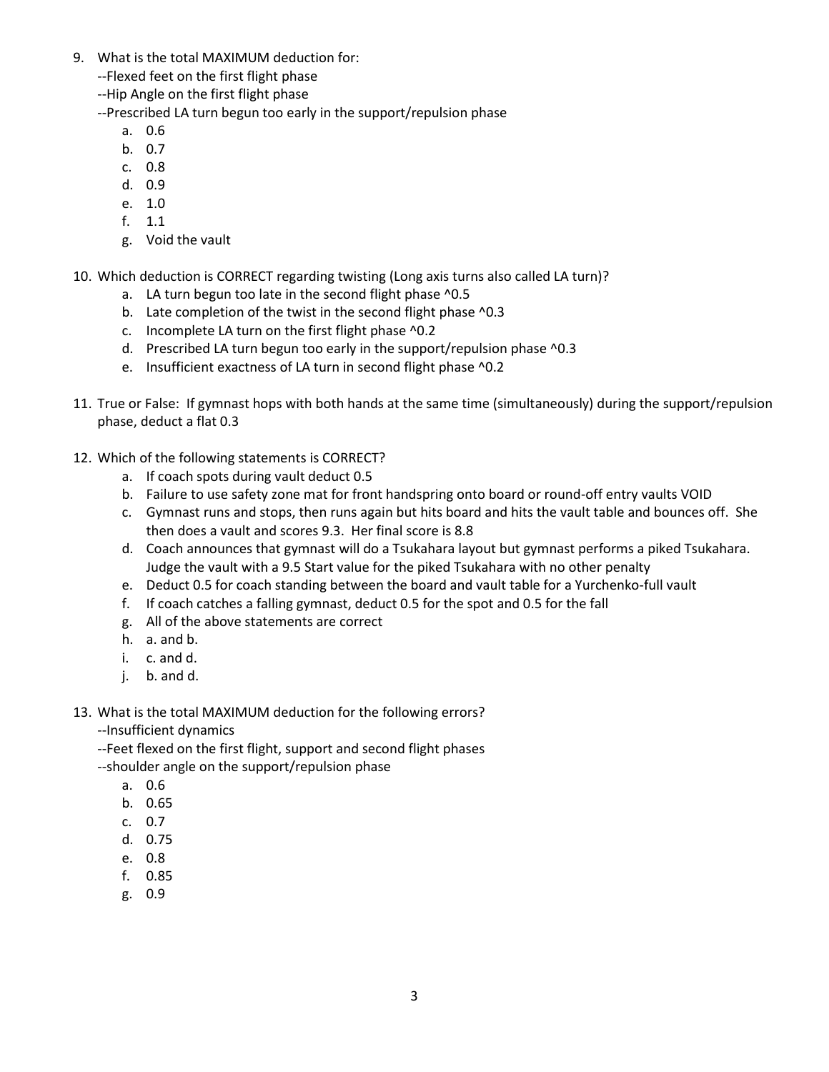9. What is the total MAXIMUM deduction for:
   --Flexed feet on the first flight phase
   --Hip Angle on the first flight phase
   --Prescribed LA turn begun too early in the support/repulsion phase
   a. 0.6
   b. 0.7
   c. 0.8
   d. 0.9
   e. 1.0
   f. 1.1
   g. Void the vault

10. Which deduction is CORRECT regarding twisting (Long axis turns also called LA turn)?
    a. LA turn begun too late in the second flight phase ^0.5
    b. Late completion of the twist in the second flight phase ^0.3
    c. Incomplete LA turn on the first flight phase ^0.2
    d. Prescribed LA turn begun too early in the support/repulsion phase ^0.3
    e. Insufficient exactness of LA turn in second flight phase ^0.2

11. True or False: If gymnast hops with both hands at the same time (simultaneously) during the support/repulsion phase, deduct a flat 0.3

12. Which of the following statements is CORRECT?
    a. If coach spots during vault deduct 0.5
    b. Failure to use safety zone mat for front handspring onto board or round-off entry vaults VOID
    c. Gymnast runs and stops, then runs again but hits board and hits the vault table and bounces off. She then does a vault and scores 9.3. Her final score is 8.8
    d. Coach announces that gymnast will do a Tsukahara layout but gymnast performs a piked Tsukahara. Judge the vault with a 9.5 Start value for the piked Tsukahara with no other penalty
    e. Deduct 0.5 for coach standing between the board and vault table for a Yurchenko-full vault
    f. If coach catches a falling gymnast, deduct 0.5 for the spot and 0.5 for the fall
    g. All of the above statements are correct
    h. a. and b.
    i. c. and d.
    j. b. and d.

13. What is the total MAXIMUM deduction for the following errors?
    --Insufficient dynamics
    --Feet flexed on the first flight, support and second flight phases
    --shoulder angle on the support/repulsion phase
    a. 0.6
    b. 0.65
    c. 0.7
    d. 0.75
    e. 0.8
    f. 0.85
    g. 0.9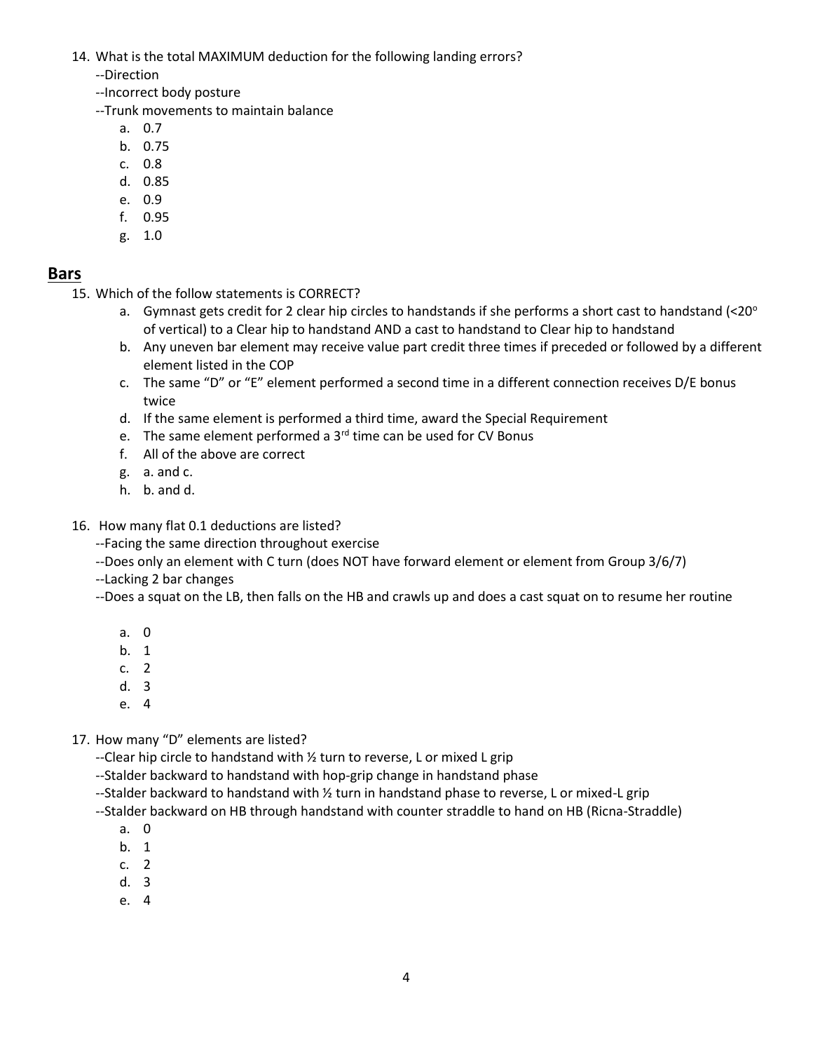14. What is the total MAXIMUM deduction for the following landing errors?
    --Direction
    --Incorrect body posture
    --Trunk movements to maintain balance
    a. 0.7
    b. 0.75
    c. 0.8
    d. 0.85
    e. 0.9
    f. 0.95
    g. 1.0

## Bars

15. Which of the follow statements is CORRECT?
    a. Gymnast gets credit for 2 clear hip circles to handstands if she performs a short cast to handstand (<20° of vertical) to a Clear hip to handstand AND a cast to handstand to Clear hip to handstand
    b. Any uneven bar element may receive value part credit three times if preceded or followed by a different element listed in the COP
    c. The same "D" or "E" element performed a second time in a different connection receives D/E bonus twice
    d. If the same element is performed a third time, award the Special Requirement
    e. The same element performed a 3rd time can be used for CV Bonus
    f. All of the above are correct
    g. a. and c.
    h. b. and d.

16. How many flat 0.1 deductions are listed?
    --Facing the same direction throughout exercise
    --Does only an element with C turn (does NOT have forward element or element from Group 3/6/7)
    --Lacking 2 bar changes
    --Does a squat on the LB, then falls on the HB and crawls up and does a cast squat on to resume her routine

    a. 0
    b. 1
    c. 2
    d. 3
    e. 4

17. How many "D" elements are listed?
    --Clear hip circle to handstand with ½ turn to reverse, L or mixed L grip
    --Stalder backward to handstand with hop-grip change in handstand phase
    --Stalder backward to handstand with ½ turn in handstand phase to reverse, L or mixed-L grip
    --Stalder backward on HB through handstand with counter straddle to hand on HB (Ricna-Straddle)
    a. 0
    b. 1
    c. 2
    d. 3
    e. 4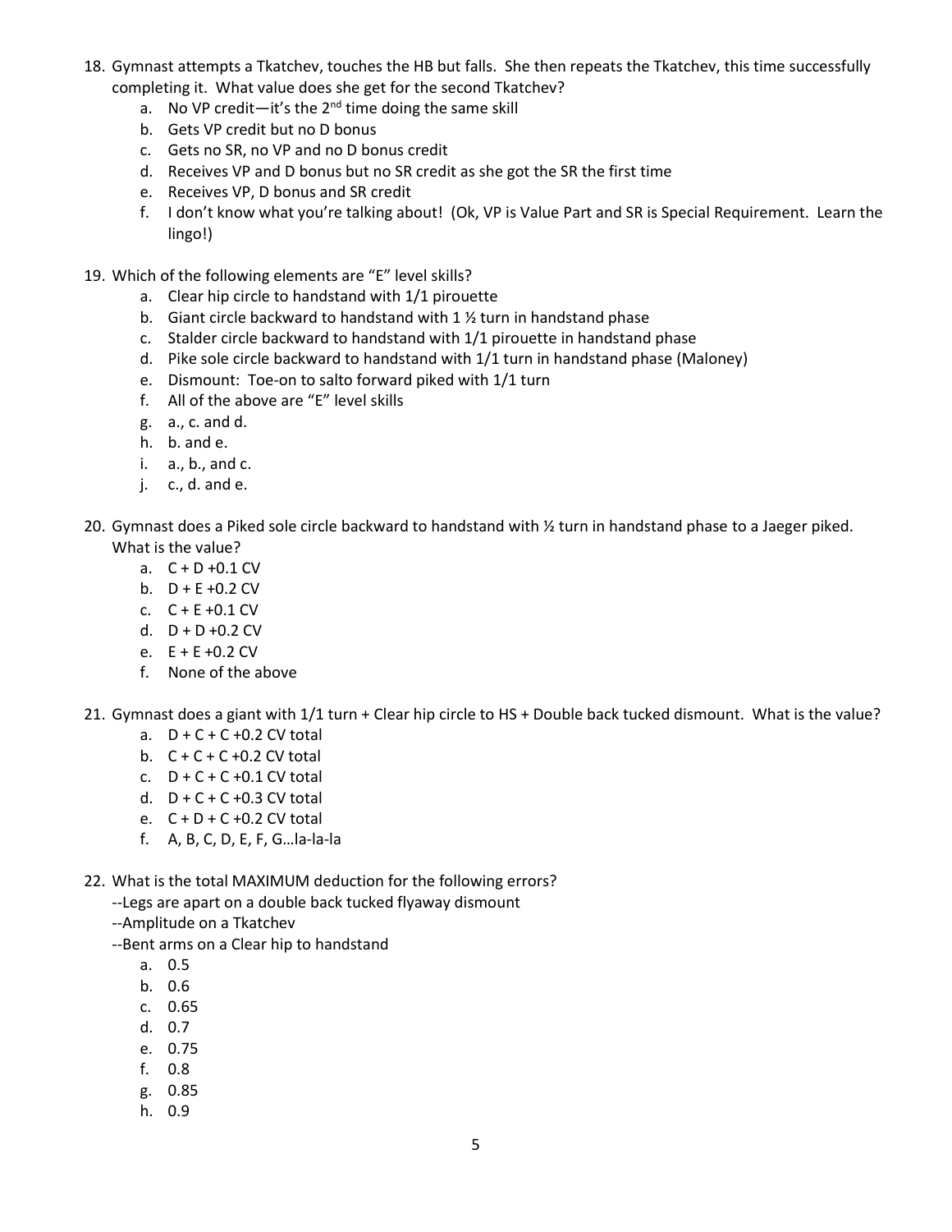18. Gymnast attempts a Tkatchev, touches the HB but falls. She then repeats the Tkatchev, this time successfully completing it. What value does she get for the second Tkatchev?
    a. No VP credit—it's the 2nd time doing the same skill
    b. Gets VP credit but no D bonus
    c. Gets no SR, no VP and no D bonus credit
    d. Receives VP and D bonus but no SR credit as she got the SR the first time
    e. Receives VP, D bonus and SR credit
    f. I don't know what you're talking about! (Ok, VP is Value Part and SR is Special Requirement. Learn the lingo!)

19. Which of the following elements are "E" level skills?
    a. Clear hip circle to handstand with 1/1 pirouette
    b. Giant circle backward to handstand with 1 ½ turn in handstand phase
    c. Stalder circle backward to handstand with 1/1 pirouette in handstand phase
    d. Pike sole circle backward to handstand with 1/1 turn in handstand phase (Maloney)
    e. Dismount: Toe-on to salto forward piked with 1/1 turn
    f. All of the above are "E" level skills
    g. a., c. and d.
    h. b. and e.
    i. a., b., and c.
    j. c., d. and e.

20. Gymnast does a Piked sole circle backward to handstand with ½ turn in handstand phase to a Jaeger piked. What is the value?
    a. C + D +0.1 CV
    b. D + E +0.2 CV
    c. C + E +0.1 CV
    d. D + D +0.2 CV
    e. E + E +0.2 CV
    f. None of the above

21. Gymnast does a giant with 1/1 turn + Clear hip circle to HS + Double back tucked dismount. What is the value?
    a. D + C + C +0.2 CV total
    b. C + C + C +0.2 CV total
    c. D + C + C +0.1 CV total
    d. D + C + C +0.3 CV total
    e. C + D + C +0.2 CV total
    f. A, B, C, D, E, F, G…la-la-la

22. What is the total MAXIMUM deduction for the following errors?
    --Legs are apart on a double back tucked flyaway dismount
    --Amplitude on a Tkatchev
    --Bent arms on a Clear hip to handstand
    a. 0.5
    b. 0.6
    c. 0.65
    d. 0.7
    e. 0.75
    f. 0.8
    g. 0.85
    h. 0.9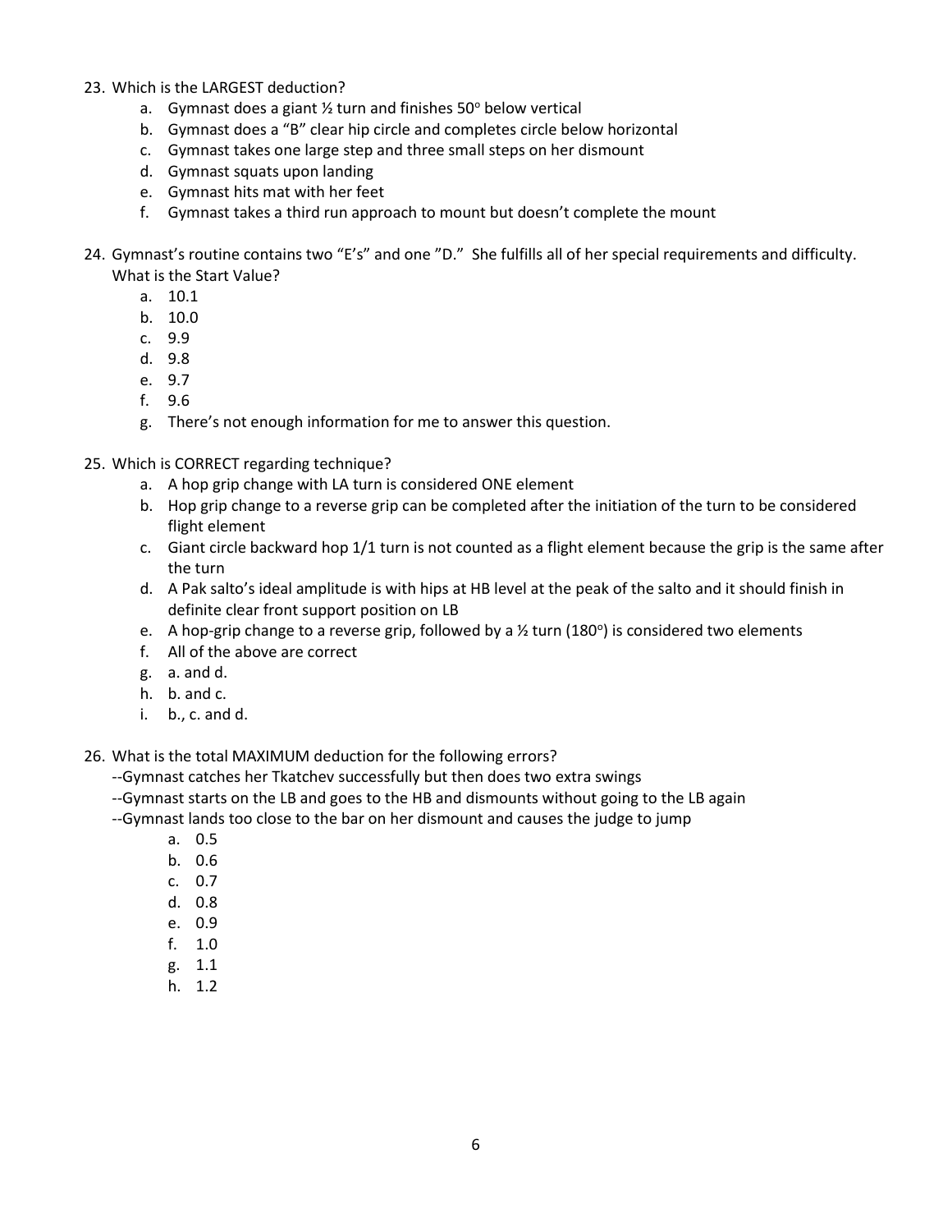23. Which is the LARGEST deduction?
    a. Gymnast does a giant ½ turn and finishes 50° below vertical
    b. Gymnast does a "B" clear hip circle and completes circle below horizontal
    c. Gymnast takes one large step and three small steps on her dismount
    d. Gymnast squats upon landing
    e. Gymnast hits mat with her feet
    f. Gymnast takes a third run approach to mount but doesn't complete the mount

24. Gymnast's routine contains two "E's" and one "D." She fulfills all of her special requirements and difficulty. What is the Start Value?
    a. 10.1
    b. 10.0
    c. 9.9
    d. 9.8
    e. 9.7
    f. 9.6
    g. There's not enough information for me to answer this question.

25. Which is CORRECT regarding technique?
    a. A hop grip change with LA turn is considered ONE element
    b. Hop grip change to a reverse grip can be completed after the initiation of the turn to be considered flight element
    c. Giant circle backward hop 1/1 turn is not counted as a flight element because the grip is the same after the turn
    d. A Pak salto's ideal amplitude is with hips at HB level at the peak of the salto and it should finish in definite clear front support position on LB
    e. A hop-grip change to a reverse grip, followed by a ½ turn (180°) is considered two elements
    f. All of the above are correct
    g. a. and d.
    h. b. and c.
    i. b., c. and d.

26. What is the total MAXIMUM deduction for the following errors?
    --Gymnast catches her Tkatchev successfully but then does two extra swings
    --Gymnast starts on the LB and goes to the HB and dismounts without going to the LB again
    --Gymnast lands too close to the bar on her dismount and causes the judge to jump
    a. 0.5
    b. 0.6
    c. 0.7
    d. 0.8
    e. 0.9
    f. 1.0
    g. 1.1
    h. 1.2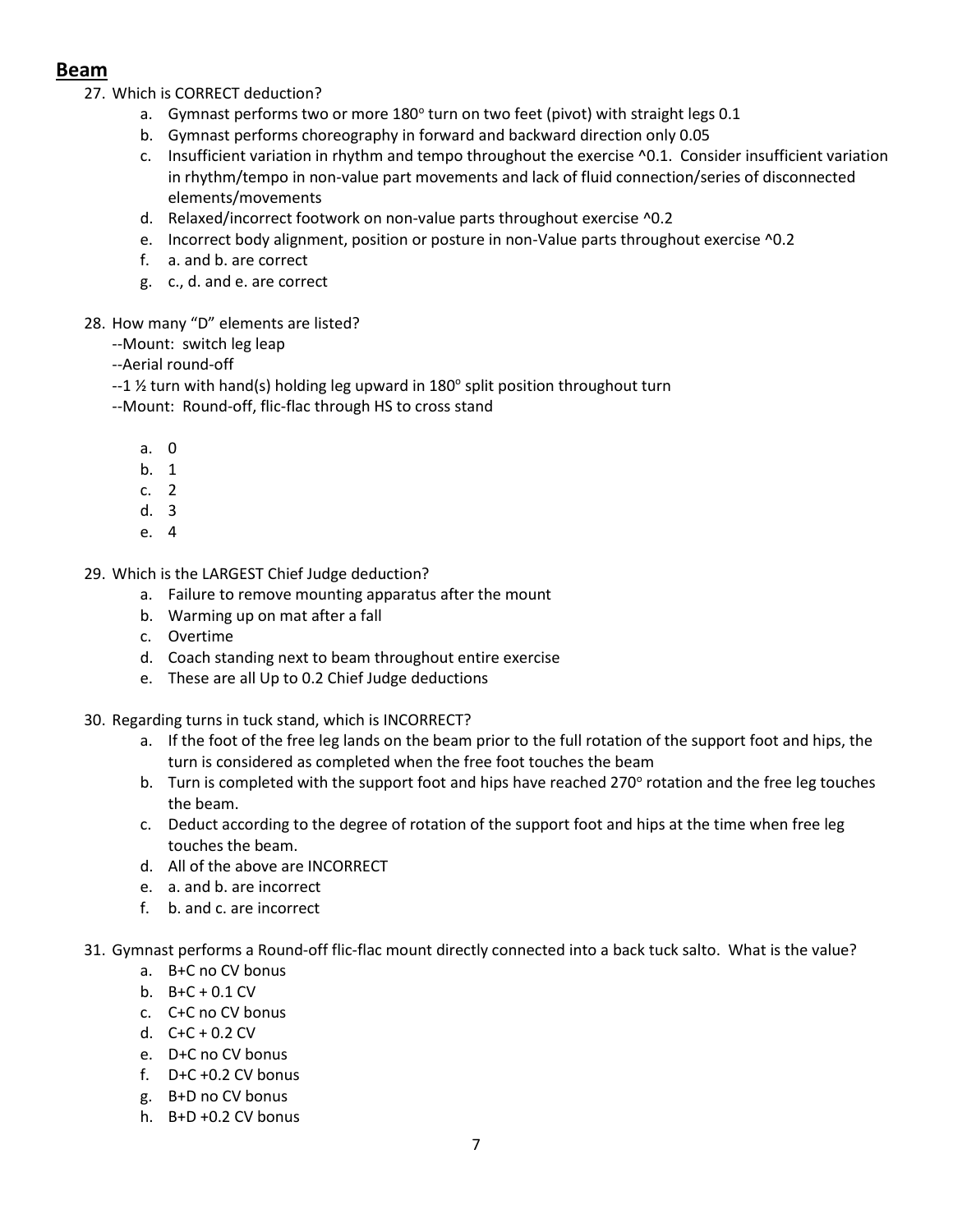## Beam

27. Which is CORRECT deduction?
    a. Gymnast performs two or more 180° turn on two feet (pivot) with straight legs 0.1
    b. Gymnast performs choreography in forward and backward direction only 0.05
    c. Insufficient variation in rhythm and tempo throughout the exercise ^0.1. Consider insufficient variation in rhythm/tempo in non-value part movements and lack of fluid connection/series of disconnected elements/movements
    d. Relaxed/incorrect footwork on non-value parts throughout exercise ^0.2
    e. Incorrect body alignment, position or posture in non-Value parts throughout exercise ^0.2
    f. a. and b. are correct
    g. c., d. and e. are correct

28. How many "D" elements are listed?

    --Mount: switch leg leap

    --Aerial round-off

    --1 ½ turn with hand(s) holding leg upward in 180° split position throughout turn

    --Mount: Round-off, flic-flac through HS to cross stand

    a. 0
    b. 1
    c. 2
    d. 3
    e. 4

29. Which is the LARGEST Chief Judge deduction?
    a. Failure to remove mounting apparatus after the mount
    b. Warming up on mat after a fall
    c. Overtime
    d. Coach standing next to beam throughout entire exercise
    e. These are all Up to 0.2 Chief Judge deductions

30. Regarding turns in tuck stand, which is INCORRECT?
    a. If the foot of the free leg lands on the beam prior to the full rotation of the support foot and hips, the turn is considered as completed when the free foot touches the beam
    b. Turn is completed with the support foot and hips have reached 270° rotation and the free leg touches the beam.
    c. Deduct according to the degree of rotation of the support foot and hips at the time when free leg touches the beam.
    d. All of the above are INCORRECT
    e. a. and b. are incorrect
    f. b. and c. are incorrect

31. Gymnast performs a Round-off flic-flac mount directly connected into a back tuck salto. What is the value?
    a. B+C no CV bonus
    b. B+C + 0.1 CV
    c. C+C no CV bonus
    d. C+C + 0.2 CV
    e. D+C no CV bonus
    f. D+C +0.2 CV bonus
    g. B+D no CV bonus
    h. B+D +0.2 CV bonus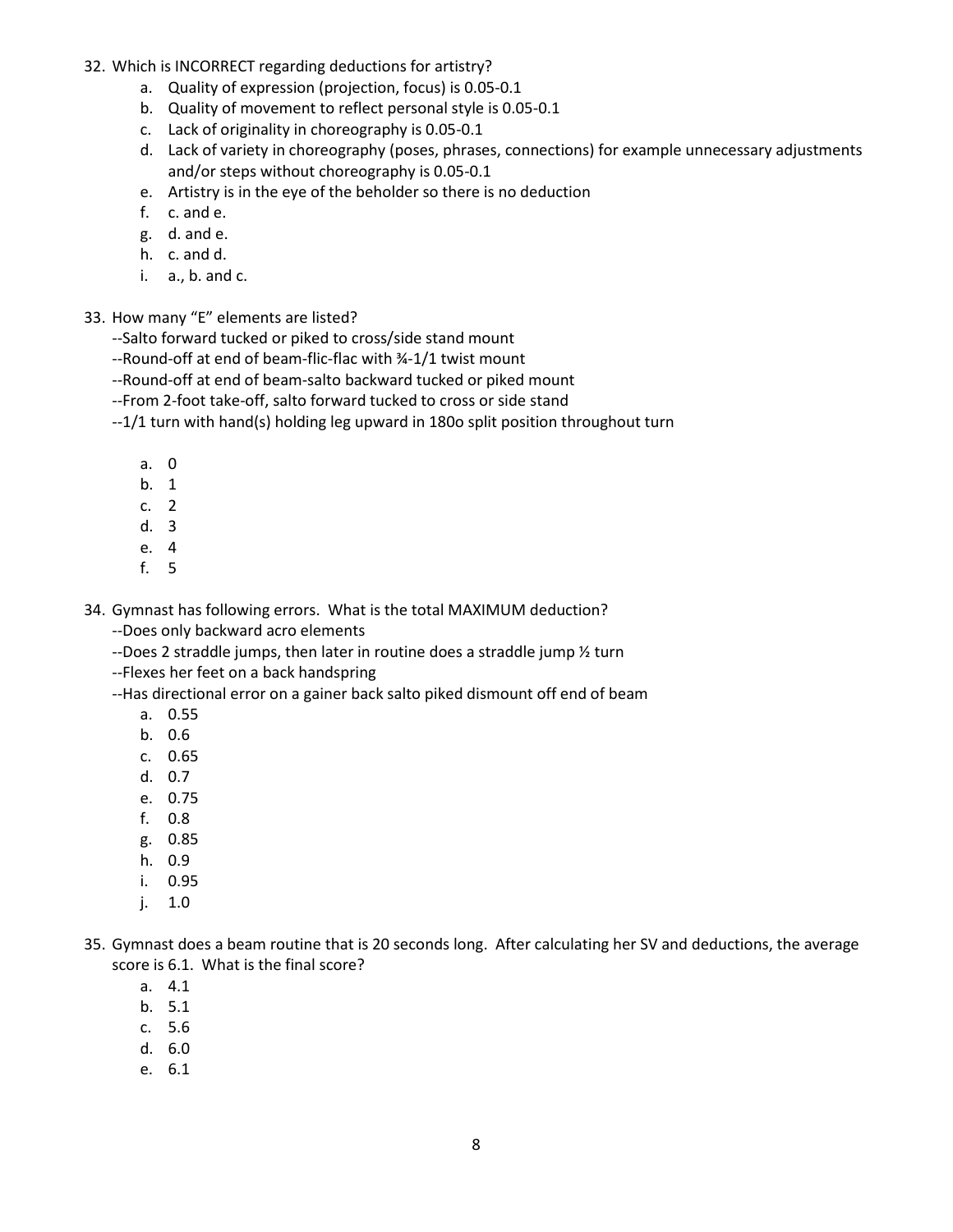32. Which is INCORRECT regarding deductions for artistry?
    a. Quality of expression (projection, focus) is 0.05-0.1
    b. Quality of movement to reflect personal style is 0.05-0.1
    c. Lack of originality in choreography is 0.05-0.1
    d. Lack of variety in choreography (poses, phrases, connections) for example unnecessary adjustments and/or steps without choreography is 0.05-0.1
    e. Artistry is in the eye of the beholder so there is no deduction
    f. c. and e.
    g. d. and e.
    h. c. and d.
    i. a., b. and c.

33. How many "E" elements are listed?

    --Salto forward tucked or piked to cross/side stand mount

    --Round-off at end of beam-flic-flac with ¾-1/1 twist mount

    --Round-off at end of beam-salto backward tucked or piked mount

    --From 2-foot take-off, salto forward tucked to cross or side stand

    --1/1 turn with hand(s) holding leg upward in 180o split position throughout turn

    a. 0
    b. 1
    c. 2
    d. 3
    e. 4
    f. 5

34. Gymnast has following errors. What is the total MAXIMUM deduction?

    --Does only backward acro elements

    --Does 2 straddle jumps, then later in routine does a straddle jump ½ turn

    --Flexes her feet on a back handspring

    --Has directional error on a gainer back salto piked dismount off end of beam

    a. 0.55
    b. 0.6
    c. 0.65
    d. 0.7
    e. 0.75
    f. 0.8
    g. 0.85
    h. 0.9
    i. 0.95
    j. 1.0

35. Gymnast does a beam routine that is 20 seconds long. After calculating her SV and deductions, the average score is 6.1. What is the final score?
    a. 4.1
    b. 5.1
    c. 5.6
    d. 6.0
    e. 6.1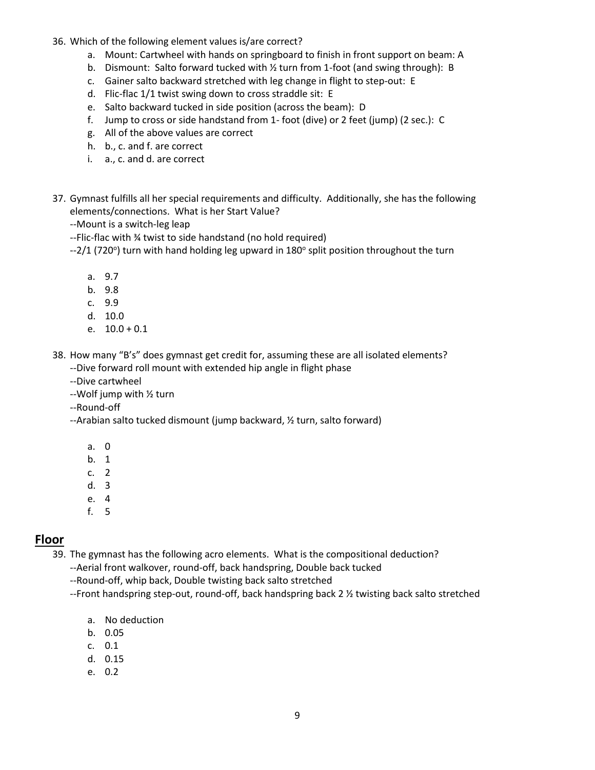36. Which of the following element values is/are correct?
    a. Mount: Cartwheel with hands on springboard to finish in front support on beam: A
    b. Dismount: Salto forward tucked with ½ turn from 1-foot (and swing through): B
    c. Gainer salto backward stretched with leg change in flight to step-out: E
    d. Flic-flac 1/1 twist swing down to cross straddle sit: E
    e. Salto backward tucked in side position (across the beam): D
    f. Jump to cross or side handstand from 1- foot (dive) or 2 feet (jump) (2 sec.): C
    g. All of the above values are correct
    h. b., c. and f. are correct
    i. a., c. and d. are correct

37. Gymnast fulfills all her special requirements and difficulty. Additionally, she has the following elements/connections. What is her Start Value?
    --Mount is a switch-leg leap
    --Flic-flac with ¾ twist to side handstand (no hold required)
    --2/1 (720°) turn with hand holding leg upward in 180° split position throughout the turn

    a. 9.7
    b. 9.8
    c. 9.9
    d. 10.0
    e. 10.0 + 0.1

38. How many "B's" does gymnast get credit for, assuming these are all isolated elements?
    --Dive forward roll mount with extended hip angle in flight phase
    --Dive cartwheel
    --Wolf jump with ½ turn
    --Round-off
    --Arabian salto tucked dismount (jump backward, ½ turn, salto forward)

    a. 0
    b. 1
    c. 2
    d. 3
    e. 4
    f. 5

## Floor

39. The gymnast has the following acro elements. What is the compositional deduction?
    --Aerial front walkover, round-off, back handspring, Double back tucked
    --Round-off, whip back, Double twisting back salto stretched
    --Front handspring step-out, round-off, back handspring back 2 ½ twisting back salto stretched

    a. No deduction
    b. 0.05
    c. 0.1
    d. 0.15
    e. 0.2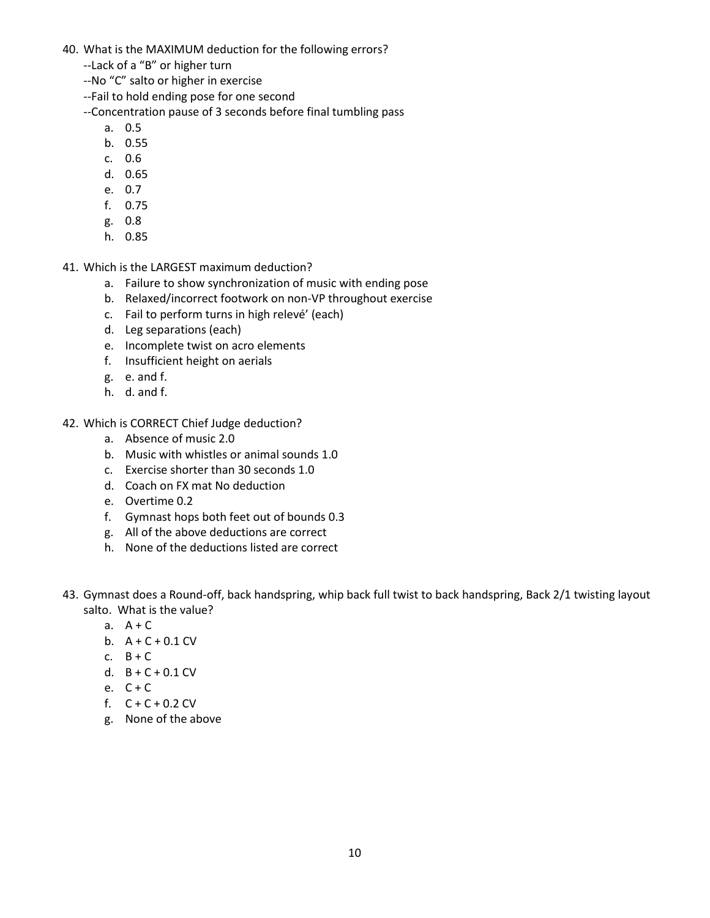40. What is the MAXIMUM deduction for the following errors?
    --Lack of a "B" or higher turn
    --No "C" salto or higher in exercise
    --Fail to hold ending pose for one second
    --Concentration pause of 3 seconds before final tumbling pass
    a. 0.5
    b. 0.55
    c. 0.6
    d. 0.65
    e. 0.7
    f. 0.75
    g. 0.8
    h. 0.85

41. Which is the LARGEST maximum deduction?
    a. Failure to show synchronization of music with ending pose
    b. Relaxed/incorrect footwork on non-VP throughout exercise
    c. Fail to perform turns in high relevé' (each)
    d. Leg separations (each)
    e. Incomplete twist on acro elements
    f. Insufficient height on aerials
    g. e. and f.
    h. d. and f.

42. Which is CORRECT Chief Judge deduction?
    a. Absence of music 2.0
    b. Music with whistles or animal sounds 1.0
    c. Exercise shorter than 30 seconds 1.0
    d. Coach on FX mat No deduction
    e. Overtime 0.2
    f. Gymnast hops both feet out of bounds 0.3
    g. All of the above deductions are correct
    h. None of the deductions listed are correct

43. Gymnast does a Round-off, back handspring, whip back full twist to back handspring, Back 2/1 twisting layout salto. What is the value?
    a. A + C
    b. A + C + 0.1 CV
    c. B + C
    d. B + C + 0.1 CV
    e. C + C
    f. C + C + 0.2 CV
    g. None of the above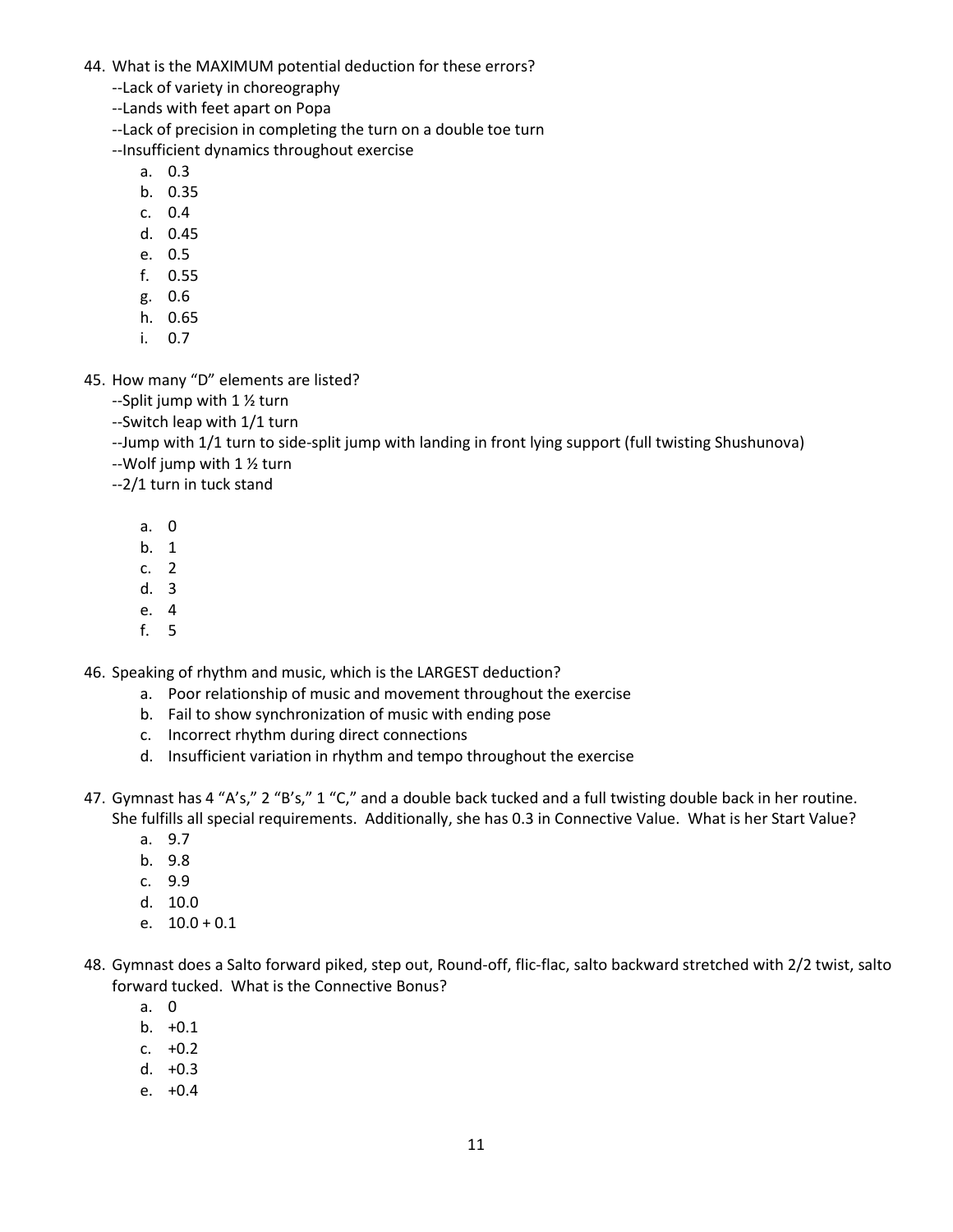44. What is the MAXIMUM potential deduction for these errors?
    --Lack of variety in choreography
    --Lands with feet apart on Popa
    --Lack of precision in completing the turn on a double toe turn
    --Insufficient dynamics throughout exercise
    a. 0.3
    b. 0.35
    c. 0.4
    d. 0.45
    e. 0.5
    f. 0.55
    g. 0.6
    h. 0.65
    i. 0.7

45. How many "D" elements are listed?
    --Split jump with 1 ½ turn
    --Switch leap with 1/1 turn
    --Jump with 1/1 turn to side-split jump with landing in front lying support (full twisting Shushunova)
    --Wolf jump with 1 ½ turn
    --2/1 turn in tuck stand

    a. 0
    b. 1
    c. 2
    d. 3
    e. 4
    f. 5

46. Speaking of rhythm and music, which is the LARGEST deduction?
    a. Poor relationship of music and movement throughout the exercise
    b. Fail to show synchronization of music with ending pose
    c. Incorrect rhythm during direct connections
    d. Insufficient variation in rhythm and tempo throughout the exercise

47. Gymnast has 4 "A's," 2 "B's," 1 "C," and a double back tucked and a full twisting double back in her routine. She fulfills all special requirements. Additionally, she has 0.3 in Connective Value. What is her Start Value?
    a. 9.7
    b. 9.8
    c. 9.9
    d. 10.0
    e. 10.0 + 0.1

48. Gymnast does a Salto forward piked, step out, Round-off, flic-flac, salto backward stretched with 2/2 twist, salto forward tucked. What is the Connective Bonus?
    a. 0
    b. +0.1
    c. +0.2
    d. +0.3
    e. +0.4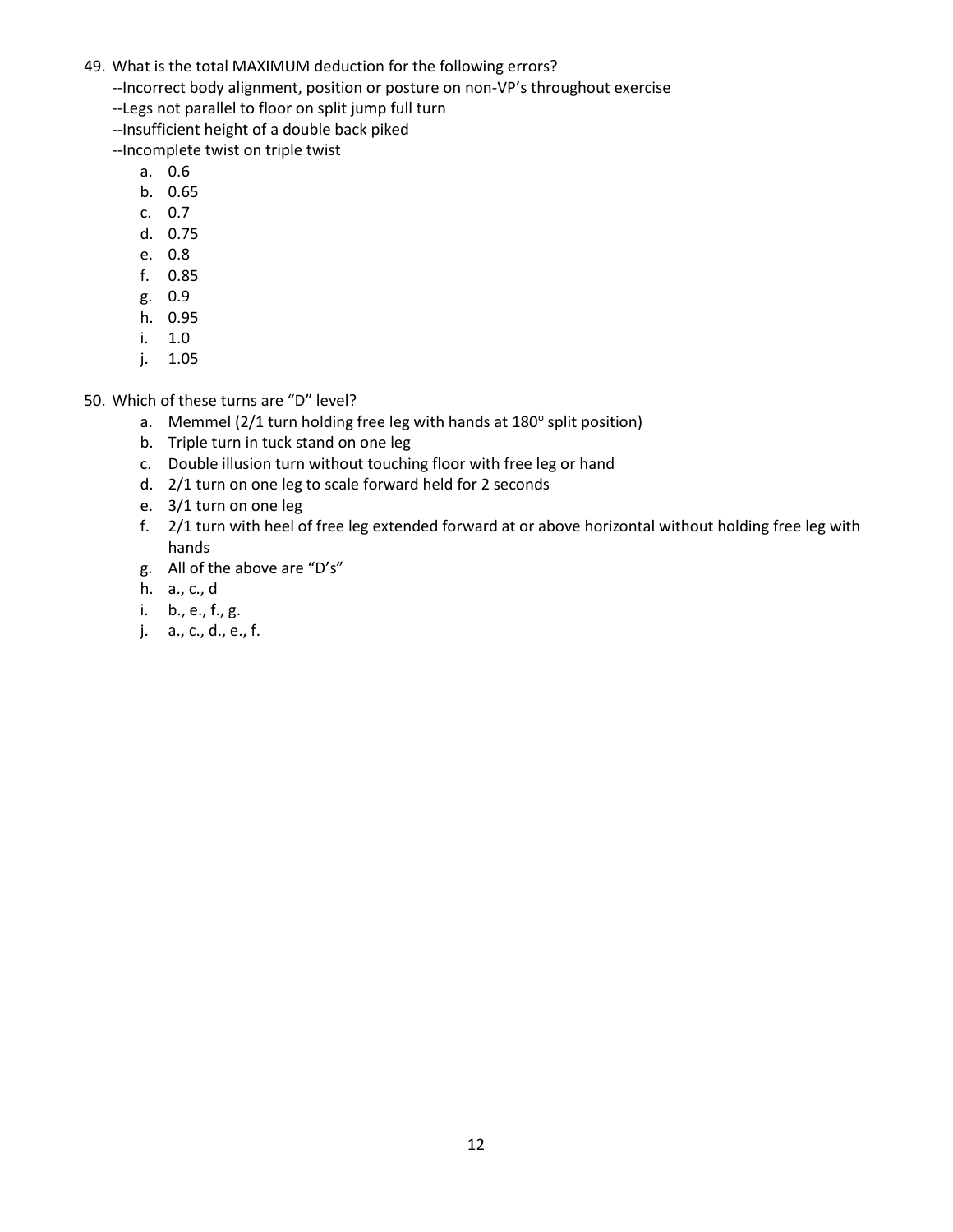49. What is the total MAXIMUM deduction for the following errors?
    --Incorrect body alignment, position or posture on non-VP's throughout exercise
    --Legs not parallel to floor on split jump full turn
    --Insufficient height of a double back piked
    --Incomplete twist on triple twist
    a. 0.6
    b. 0.65
    c. 0.7
    d. 0.75
    e. 0.8
    f. 0.85
    g. 0.9
    h. 0.95
    i. 1.0
    j. 1.05

50. Which of these turns are "D" level?
    a. Memmel (2/1 turn holding free leg with hands at 180° split position)
    b. Triple turn in tuck stand on one leg
    c. Double illusion turn without touching floor with free leg or hand
    d. 2/1 turn on one leg to scale forward held for 2 seconds
    e. 3/1 turn on one leg
    f. 2/1 turn with heel of free leg extended forward at or above horizontal without holding free leg with hands
    g. All of the above are "D's"
    h. a., c., d
    i. b., e., f., g.
    j. a., c., d., e., f.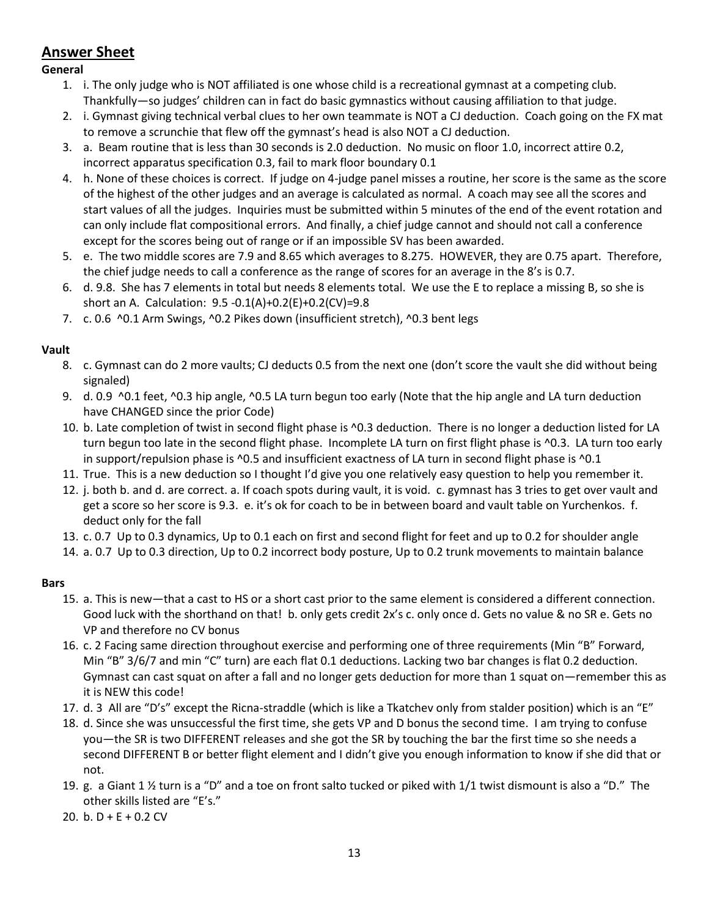## Answer Sheet

**General**

1. i. The only judge who is NOT affiliated is one whose child is a recreational gymnast at a competing club. Thankfully—so judges' children can in fact do basic gymnastics without causing affiliation to that judge.
2. i. Gymnast giving technical verbal clues to her own teammate is NOT a CJ deduction. Coach going on the FX mat to remove a scrunchie that flew off the gymnast's head is also NOT a CJ deduction.
3. a. Beam routine that is less than 30 seconds is 2.0 deduction. No music on floor 1.0, incorrect attire 0.2, incorrect apparatus specification 0.3, fail to mark floor boundary 0.1
4. h. None of these choices is correct. If judge on 4-judge panel misses a routine, her score is the same as the score of the highest of the other judges and an average is calculated as normal. A coach may see all the scores and start values of all the judges. Inquiries must be submitted within 5 minutes of the end of the event rotation and can only include flat compositional errors. And finally, a chief judge cannot and should not call a conference except for the scores being out of range or if an impossible SV has been awarded.
5. e. The two middle scores are 7.9 and 8.65 which averages to 8.275. HOWEVER, they are 0.75 apart. Therefore, the chief judge needs to call a conference as the range of scores for an average in the 8's is 0.7.
6. d. 9.8. She has 7 elements in total but needs 8 elements total. We use the E to replace a missing B, so she is short an A. Calculation: 9.5 -0.1(A)+0.2(E)+0.2(CV)=9.8
7. c. 0.6 ^0.1 Arm Swings, ^0.2 Pikes down (insufficient stretch), ^0.3 bent legs

**Vault**

8. c. Gymnast can do 2 more vaults; CJ deducts 0.5 from the next one (don't score the vault she did without being signaled)
9. d. 0.9 ^0.1 feet, ^0.3 hip angle, ^0.5 LA turn begun too early (Note that the hip angle and LA turn deduction have CHANGED since the prior Code)
10. b. Late completion of twist in second flight phase is ^0.3 deduction. There is no longer a deduction listed for LA turn begun too late in the second flight phase. Incomplete LA turn on first flight phase is ^0.3. LA turn too early in support/repulsion phase is ^0.5 and insufficient exactness of LA turn in second flight phase is ^0.1
11. True. This is a new deduction so I thought I'd give you one relatively easy question to help you remember it.
12. j. both b. and d. are correct. a. If coach spots during vault, it is void. c. gymnast has 3 tries to get over vault and get a score so her score is 9.3. e. it's ok for coach to be in between board and vault table on Yurchenkos. f. deduct only for the fall
13. c. 0.7 Up to 0.3 dynamics, Up to 0.1 each on first and second flight for feet and up to 0.2 for shoulder angle
14. a. 0.7 Up to 0.3 direction, Up to 0.2 incorrect body posture, Up to 0.2 trunk movements to maintain balance

**Bars**

15. a. This is new—that a cast to HS or a short cast prior to the same element is considered a different connection. Good luck with the shorthand on that! b. only gets credit 2x's c. only once d. Gets no value & no SR e. Gets no VP and therefore no CV bonus
16. c. 2 Facing same direction throughout exercise and performing one of three requirements (Min "B" Forward, Min "B" 3/6/7 and min "C" turn) are each flat 0.1 deductions. Lacking two bar changes is flat 0.2 deduction. Gymnast can cast squat on after a fall and no longer gets deduction for more than 1 squat on—remember this as it is NEW this code!
17. d. 3 All are "D's" except the Ricna-straddle (which is like a Tkatchev only from stalder position) which is an "E"
18. d. Since she was unsuccessful the first time, she gets VP and D bonus the second time. I am trying to confuse you—the SR is two DIFFERENT releases and she got the SR by touching the bar the first time so she needs a second DIFFERENT B or better flight element and I didn't give you enough information to know if she did that or not.
19. g. a Giant 1 ½ turn is a "D" and a toe on front salto tucked or piked with 1/1 twist dismount is also a "D." The other skills listed are "E's."
20. b. D + E + 0.2 CV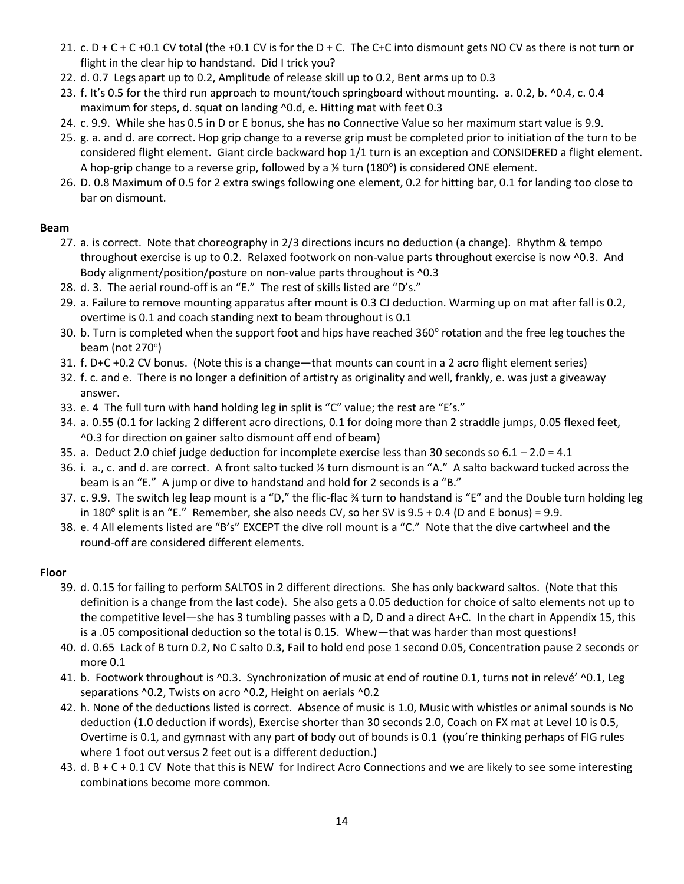21. c. D + C + C +0.1 CV total (the +0.1 CV is for the D + C. The C+C into dismount gets NO CV as there is not turn or flight in the clear hip to handstand. Did I trick you?
22. d. 0.7 Legs apart up to 0.2, Amplitude of release skill up to 0.2, Bent arms up to 0.3
23. f. It's 0.5 for the third run approach to mount/touch springboard without mounting. a. 0.2, b. ^0.4, c. 0.4 maximum for steps, d. squat on landing ^0.d, e. Hitting mat with feet 0.3
24. c. 9.9. While she has 0.5 in D or E bonus, she has no Connective Value so her maximum start value is 9.9.
25. g. a. and d. are correct. Hop grip change to a reverse grip must be completed prior to initiation of the turn to be considered flight element. Giant circle backward hop 1/1 turn is an exception and CONSIDERED a flight element. A hop-grip change to a reverse grip, followed by a ½ turn (180°) is considered ONE element.
26. D. 0.8 Maximum of 0.5 for 2 extra swings following one element, 0.2 for hitting bar, 0.1 for landing too close to bar on dismount.

**Beam**

27. a. is correct. Note that choreography in 2/3 directions incurs no deduction (a change). Rhythm & tempo throughout exercise is up to 0.2. Relaxed footwork on non-value parts throughout exercise is now ^0.3. And Body alignment/position/posture on non-value parts throughout is ^0.3
28. d. 3. The aerial round-off is an "E." The rest of skills listed are "D's."
29. a. Failure to remove mounting apparatus after mount is 0.3 CJ deduction. Warming up on mat after fall is 0.2, overtime is 0.1 and coach standing next to beam throughout is 0.1
30. b. Turn is completed when the support foot and hips have reached 360° rotation and the free leg touches the beam (not 270°)
31. f. D+C +0.2 CV bonus. (Note this is a change—that mounts can count in a 2 acro flight element series)
32. f. c. and e. There is no longer a definition of artistry as originality and well, frankly, e. was just a giveaway answer.
33. e. 4 The full turn with hand holding leg in split is "C" value; the rest are "E's."
34. a. 0.55 (0.1 for lacking 2 different acro directions, 0.1 for doing more than 2 straddle jumps, 0.05 flexed feet, ^0.3 for direction on gainer salto dismount off end of beam)
35. a. Deduct 2.0 chief judge deduction for incomplete exercise less than 30 seconds so 6.1 – 2.0 = 4.1
36. i. a., c. and d. are correct. A front salto tucked ½ turn dismount is an "A." A salto backward tucked across the beam is an "E." A jump or dive to handstand and hold for 2 seconds is a "B."
37. c. 9.9. The switch leg leap mount is a "D," the flic-flac ¾ turn to handstand is "E" and the Double turn holding leg in 180° split is an "E." Remember, she also needs CV, so her SV is 9.5 + 0.4 (D and E bonus) = 9.9.
38. e. 4 All elements listed are "B's" EXCEPT the dive roll mount is a "C." Note that the dive cartwheel and the round-off are considered different elements.

**Floor**

39. d. 0.15 for failing to perform SALTOS in 2 different directions. She has only backward saltos. (Note that this definition is a change from the last code). She also gets a 0.05 deduction for choice of salto elements not up to the competitive level—she has 3 tumbling passes with a D, D and a direct A+C. In the chart in Appendix 15, this is a .05 compositional deduction so the total is 0.15. Whew—that was harder than most questions!
40. d. 0.65 Lack of B turn 0.2, No C salto 0.3, Fail to hold end pose 1 second 0.05, Concentration pause 2 seconds or more 0.1
41. b. Footwork throughout is ^0.3. Synchronization of music at end of routine 0.1, turns not in relevé' ^0.1, Leg separations ^0.2, Twists on acro ^0.2, Height on aerials ^0.2
42. h. None of the deductions listed is correct. Absence of music is 1.0, Music with whistles or animal sounds is No deduction (1.0 deduction if words), Exercise shorter than 30 seconds 2.0, Coach on FX mat at Level 10 is 0.5, Overtime is 0.1, and gymnast with any part of body out of bounds is 0.1 (you're thinking perhaps of FIG rules where 1 foot out versus 2 feet out is a different deduction.)
43. d. B + C + 0.1 CV Note that this is NEW for Indirect Acro Connections and we are likely to see some interesting combinations become more common.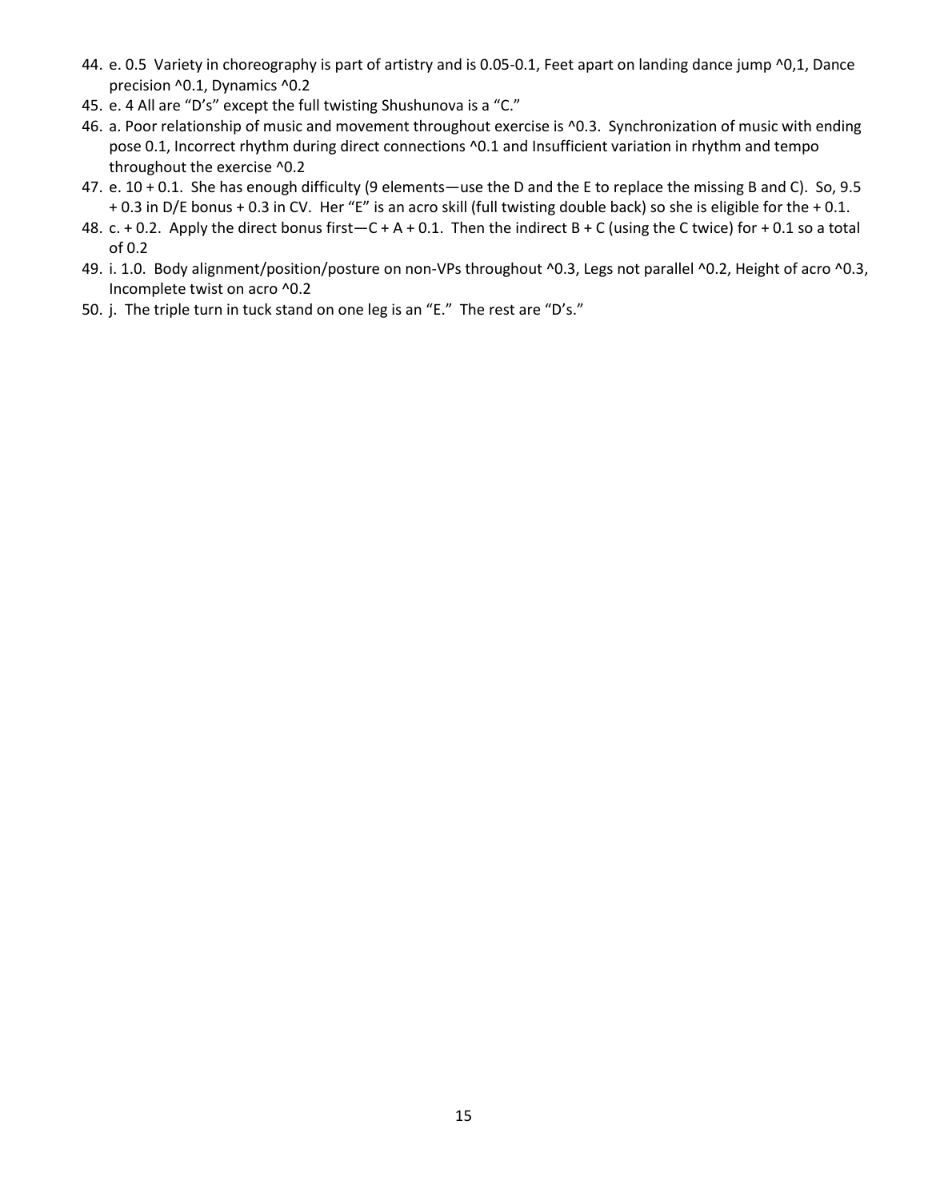44. e. 0.5 Variety in choreography is part of artistry and is 0.05-0.1, Feet apart on landing dance jump ^0,1, Dance precision ^0.1, Dynamics ^0.2
45. e. 4 All are "D's" except the full twisting Shushunova is a "C."
46. a. Poor relationship of music and movement throughout exercise is ^0.3. Synchronization of music with ending pose 0.1, Incorrect rhythm during direct connections ^0.1 and Insufficient variation in rhythm and tempo throughout the exercise ^0.2
47. e. 10 + 0.1. She has enough difficulty (9 elements—use the D and the E to replace the missing B and C). So, 9.5 + 0.3 in D/E bonus + 0.3 in CV. Her "E" is an acro skill (full twisting double back) so she is eligible for the + 0.1.
48. c. + 0.2. Apply the direct bonus first—C + A + 0.1. Then the indirect B + C (using the C twice) for + 0.1 so a total of 0.2
49. i. 1.0. Body alignment/position/posture on non-VPs throughout ^0.3, Legs not parallel ^0.2, Height of acro ^0.3, Incomplete twist on acro ^0.2
50. j. The triple turn in tuck stand on one leg is an "E." The rest are "D's."